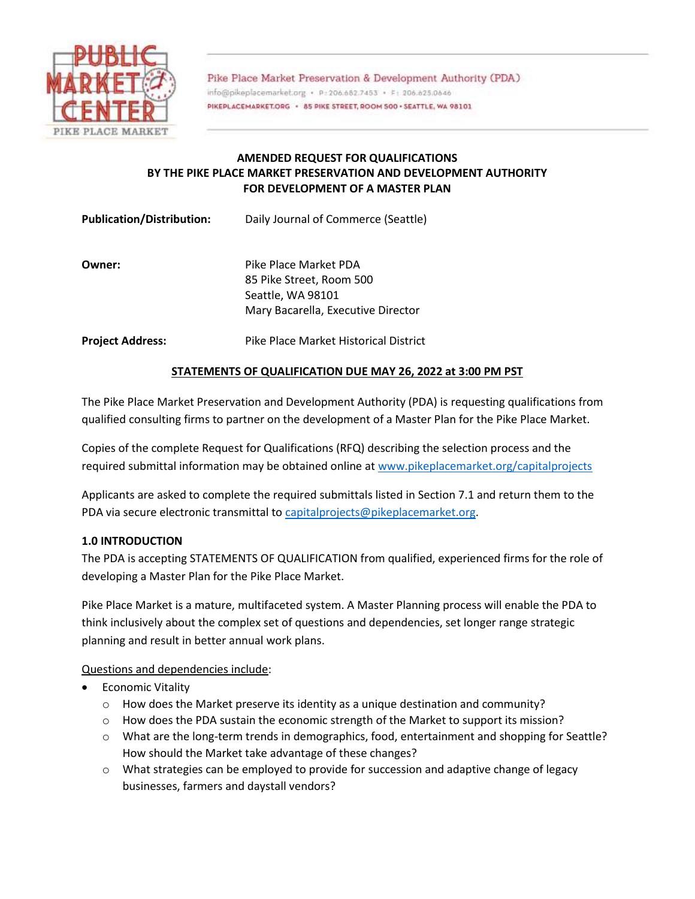Pike Place Market Preservation & Development Authority (PDA)
info@pikeplacemarket.org • P: 206.682.7453 • F: 206.625.0646
PIKEPLACEMARKET.ORG • 85 PIKE STREET, ROOM 500 • SEATTLE, WA 98101

**AMENDED REQUEST FOR QUALIFICATIONS**
**BY THE PIKE PLACE MARKET PRESERVATION AND DEVELOPMENT AUTHORITY**
**FOR DEVELOPMENT OF A MASTER PLAN**

**Publication/Distribution:** Daily Journal of Commerce (Seattle)

**Owner:** Pike Place Market PDA
85 Pike Street, Room 500
Seattle, WA 98101
Mary Bacarella, Executive Director

**Project Address:** Pike Place Market Historical District

**STATEMENTS OF QUALIFICATION DUE MAY 26, 2022 at 3:00 PM PST**

The Pike Place Market Preservation and Development Authority (PDA) is requesting qualifications from qualified consulting firms to partner on the development of a Master Plan for the Pike Place Market.

Copies of the complete Request for Qualifications (RFQ) describing the selection process and the required submittal information may be obtained online at www.pikeplacemarket.org/capitalprojects

Applicants are asked to complete the required submittals listed in Section 7.1 and return them to the PDA via secure electronic transmittal to capitalprojects@pikeplacemarket.org.

## 1.0 INTRODUCTION

The PDA is accepting STATEMENTS OF QUALIFICATION from qualified, experienced firms for the role of developing a Master Plan for the Pike Place Market.

Pike Place Market is a mature, multifaceted system. A Master Planning process will enable the PDA to think inclusively about the complex set of questions and dependencies, set longer range strategic planning and result in better annual work plans.

Questions and dependencies include:

- Economic Vitality
  - How does the Market preserve its identity as a unique destination and community?
  - How does the PDA sustain the economic strength of the Market to support its mission?
  - What are the long-term trends in demographics, food, entertainment and shopping for Seattle? How should the Market take advantage of these changes?
  - What strategies can be employed to provide for succession and adaptive change of legacy businesses, farmers and daystall vendors?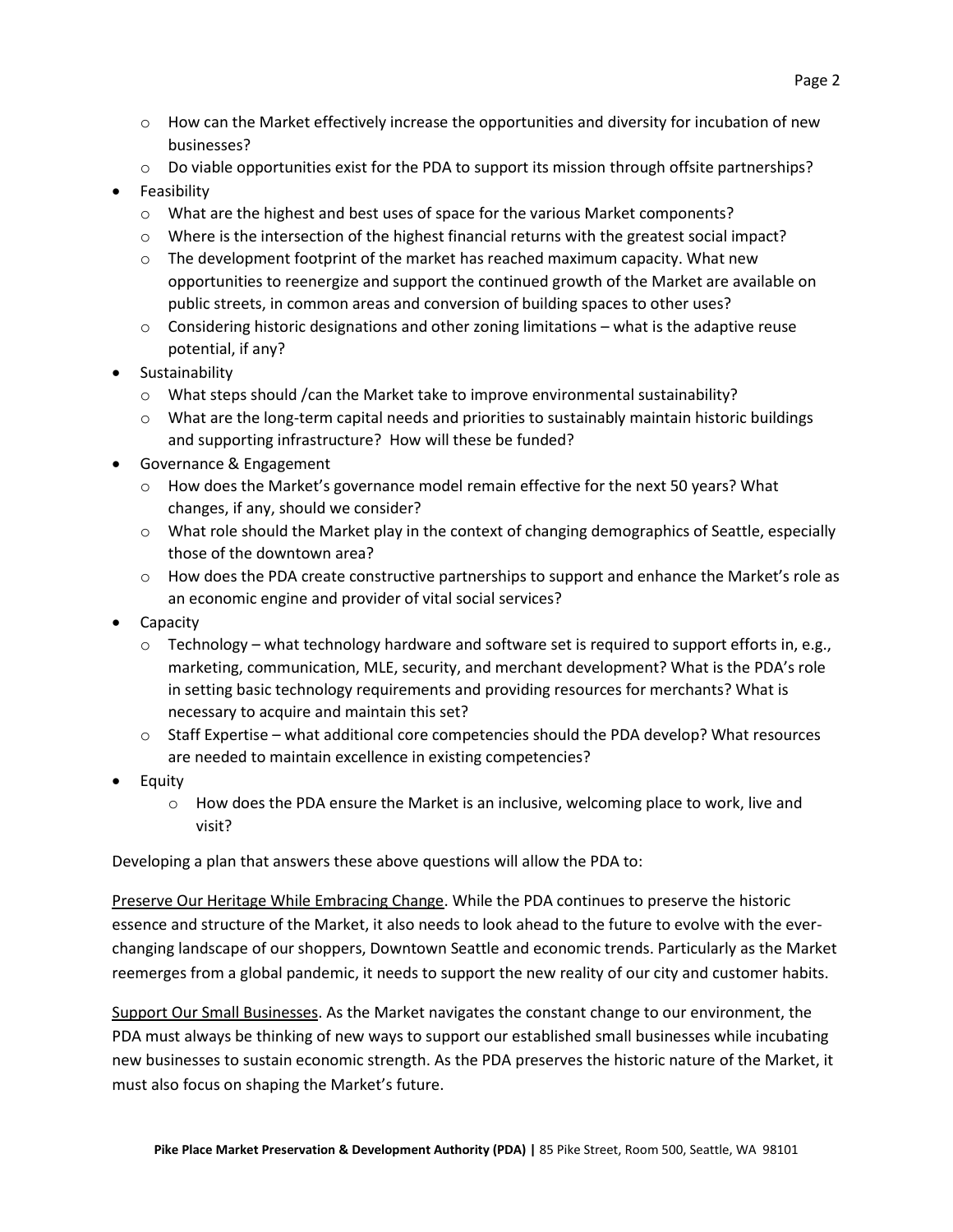- How can the Market effectively increase the opportunities and diversity for incubation of new businesses?
  - Do viable opportunities exist for the PDA to support its mission through offsite partnerships?
- Feasibility
  - What are the highest and best uses of space for the various Market components?
  - Where is the intersection of the highest financial returns with the greatest social impact?
  - The development footprint of the market has reached maximum capacity. What new opportunities to reenergize and support the continued growth of the Market are available on public streets, in common areas and conversion of building spaces to other uses?
  - Considering historic designations and other zoning limitations – what is the adaptive reuse potential, if any?
- Sustainability
  - What steps should /can the Market take to improve environmental sustainability?
  - What are the long-term capital needs and priorities to sustainably maintain historic buildings and supporting infrastructure? How will these be funded?
- Governance & Engagement
  - How does the Market's governance model remain effective for the next 50 years? What changes, if any, should we consider?
  - What role should the Market play in the context of changing demographics of Seattle, especially those of the downtown area?
  - How does the PDA create constructive partnerships to support and enhance the Market's role as an economic engine and provider of vital social services?
- Capacity
  - Technology – what technology hardware and software set is required to support efforts in, e.g., marketing, communication, MLE, security, and merchant development? What is the PDA's role in setting basic technology requirements and providing resources for merchants? What is necessary to acquire and maintain this set?
  - Staff Expertise – what additional core competencies should the PDA develop? What resources are needed to maintain excellence in existing competencies?
- Equity
  - How does the PDA ensure the Market is an inclusive, welcoming place to work, live and visit?

Developing a plan that answers these above questions will allow the PDA to:

<u>Preserve Our Heritage While Embracing Change</u>. While the PDA continues to preserve the historic essence and structure of the Market, it also needs to look ahead to the future to evolve with the ever-changing landscape of our shoppers, Downtown Seattle and economic trends. Particularly as the Market reemerges from a global pandemic, it needs to support the new reality of our city and customer habits.

<u>Support Our Small Businesses</u>. As the Market navigates the constant change to our environment, the PDA must always be thinking of new ways to support our established small businesses while incubating new businesses to sustain economic strength. As the PDA preserves the historic nature of the Market, it must also focus on shaping the Market's future.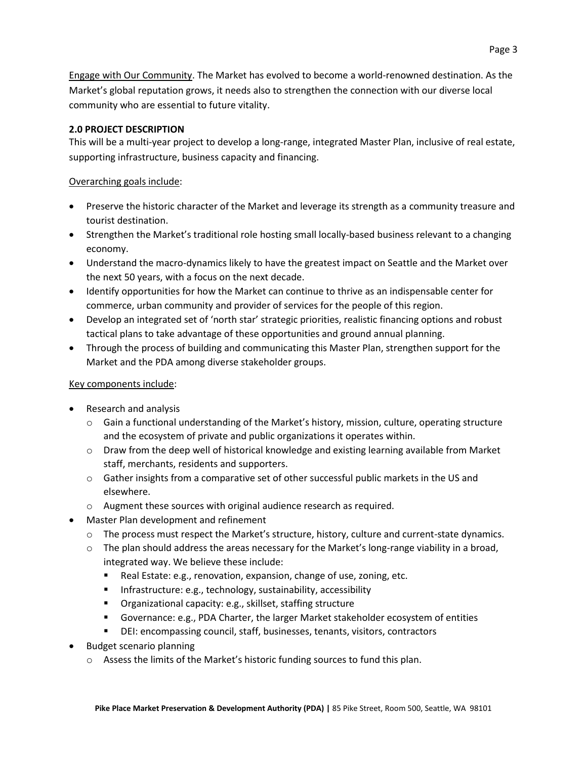Engage with Our Community. The Market has evolved to become a world-renowned destination. As the Market's global reputation grows, it needs also to strengthen the connection with our diverse local community who are essential to future vitality.

**2.0 PROJECT DESCRIPTION**

This will be a multi-year project to develop a long-range, integrated Master Plan, inclusive of real estate, supporting infrastructure, business capacity and financing.

Overarching goals include:

- Preserve the historic character of the Market and leverage its strength as a community treasure and tourist destination.
- Strengthen the Market's traditional role hosting small locally-based business relevant to a changing economy.
- Understand the macro-dynamics likely to have the greatest impact on Seattle and the Market over the next 50 years, with a focus on the next decade.
- Identify opportunities for how the Market can continue to thrive as an indispensable center for commerce, urban community and provider of services for the people of this region.
- Develop an integrated set of 'north star' strategic priorities, realistic financing options and robust tactical plans to take advantage of these opportunities and ground annual planning.
- Through the process of building and communicating this Master Plan, strengthen support for the Market and the PDA among diverse stakeholder groups.

Key components include:

- Research and analysis
  - Gain a functional understanding of the Market's history, mission, culture, operating structure and the ecosystem of private and public organizations it operates within.
  - Draw from the deep well of historical knowledge and existing learning available from Market staff, merchants, residents and supporters.
  - Gather insights from a comparative set of other successful public markets in the US and elsewhere.
  - Augment these sources with original audience research as required.
- Master Plan development and refinement
  - The process must respect the Market's structure, history, culture and current-state dynamics.
  - The plan should address the areas necessary for the Market's long-range viability in a broad, integrated way. We believe these include:
    - Real Estate: e.g., renovation, expansion, change of use, zoning, etc.
    - Infrastructure: e.g., technology, sustainability, accessibility
    - Organizational capacity: e.g., skillset, staffing structure
    - Governance: e.g., PDA Charter, the larger Market stakeholder ecosystem of entities
    - DEI: encompassing council, staff, businesses, tenants, visitors, contractors
- Budget scenario planning
  - Assess the limits of the Market's historic funding sources to fund this plan.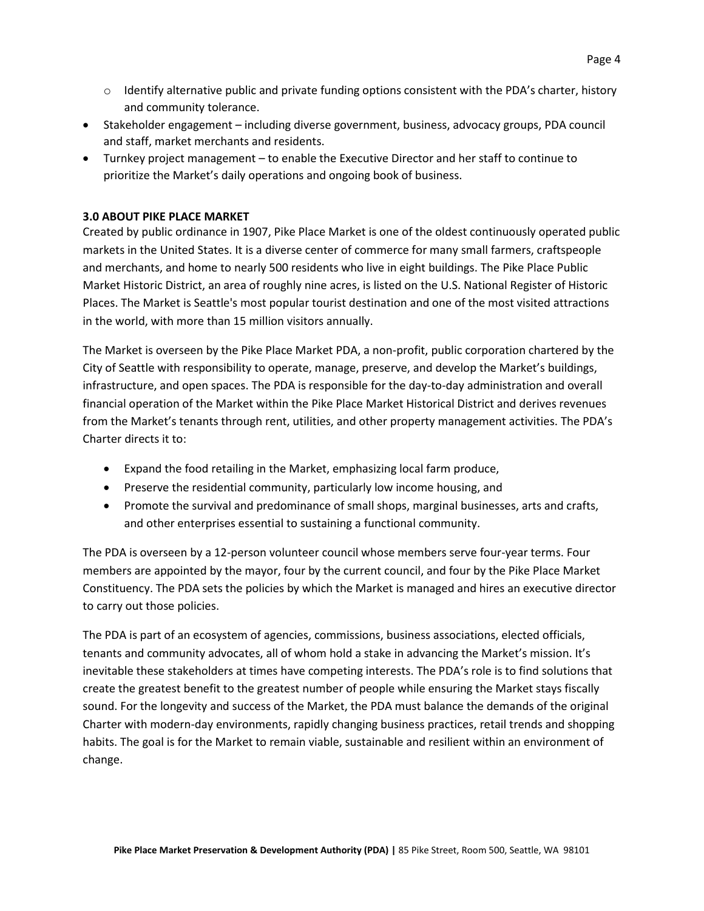- Identify alternative public and private funding options consistent with the PDA's charter, history and community tolerance.
- Stakeholder engagement – including diverse government, business, advocacy groups, PDA council and staff, market merchants and residents.
- Turnkey project management – to enable the Executive Director and her staff to continue to prioritize the Market's daily operations and ongoing book of business.

**3.0 ABOUT PIKE PLACE MARKET**

Created by public ordinance in 1907, Pike Place Market is one of the oldest continuously operated public markets in the United States. It is a diverse center of commerce for many small farmers, craftspeople and merchants, and home to nearly 500 residents who live in eight buildings. The Pike Place Public Market Historic District, an area of roughly nine acres, is listed on the U.S. National Register of Historic Places. The Market is Seattle's most popular tourist destination and one of the most visited attractions in the world, with more than 15 million visitors annually.

The Market is overseen by the Pike Place Market PDA, a non-profit, public corporation chartered by the City of Seattle with responsibility to operate, manage, preserve, and develop the Market's buildings, infrastructure, and open spaces. The PDA is responsible for the day-to-day administration and overall financial operation of the Market within the Pike Place Market Historical District and derives revenues from the Market's tenants through rent, utilities, and other property management activities. The PDA's Charter directs it to:

- Expand the food retailing in the Market, emphasizing local farm produce,
- Preserve the residential community, particularly low income housing, and
- Promote the survival and predominance of small shops, marginal businesses, arts and crafts, and other enterprises essential to sustaining a functional community.

The PDA is overseen by a 12-person volunteer council whose members serve four-year terms. Four members are appointed by the mayor, four by the current council, and four by the Pike Place Market Constituency. The PDA sets the policies by which the Market is managed and hires an executive director to carry out those policies.

The PDA is part of an ecosystem of agencies, commissions, business associations, elected officials, tenants and community advocates, all of whom hold a stake in advancing the Market's mission. It's inevitable these stakeholders at times have competing interests. The PDA's role is to find solutions that create the greatest benefit to the greatest number of people while ensuring the Market stays fiscally sound. For the longevity and success of the Market, the PDA must balance the demands of the original Charter with modern-day environments, rapidly changing business practices, retail trends and shopping habits. The goal is for the Market to remain viable, sustainable and resilient within an environment of change.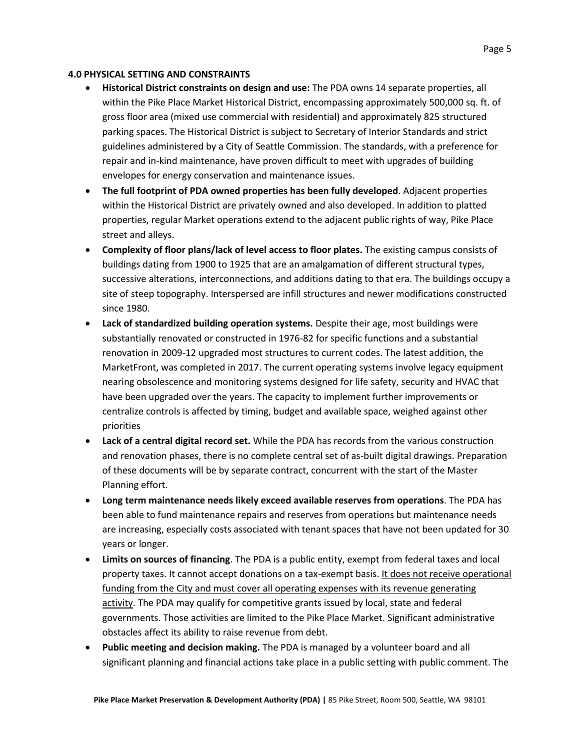## 4.0 PHYSICAL SETTING AND CONSTRAINTS

- **Historical District constraints on design and use:** The PDA owns 14 separate properties, all within the Pike Place Market Historical District, encompassing approximately 500,000 sq. ft. of gross floor area (mixed use commercial with residential) and approximately 825 structured parking spaces. The Historical District is subject to Secretary of Interior Standards and strict guidelines administered by a City of Seattle Commission. The standards, with a preference for repair and in-kind maintenance, have proven difficult to meet with upgrades of building envelopes for energy conservation and maintenance issues.
- **The full footprint of PDA owned properties has been fully developed**. Adjacent properties within the Historical District are privately owned and also developed. In addition to platted properties, regular Market operations extend to the adjacent public rights of way, Pike Place street and alleys.
- **Complexity of floor plans/lack of level access to floor plates.** The existing campus consists of buildings dating from 1900 to 1925 that are an amalgamation of different structural types, successive alterations, interconnections, and additions dating to that era. The buildings occupy a site of steep topography. Interspersed are infill structures and newer modifications constructed since 1980.
- **Lack of standardized building operation systems.** Despite their age, most buildings were substantially renovated or constructed in 1976-82 for specific functions and a substantial renovation in 2009-12 upgraded most structures to current codes. The latest addition, the MarketFront, was completed in 2017. The current operating systems involve legacy equipment nearing obsolescence and monitoring systems designed for life safety, security and HVAC that have been upgraded over the years. The capacity to implement further improvements or centralize controls is affected by timing, budget and available space, weighed against other priorities
- **Lack of a central digital record set.** While the PDA has records from the various construction and renovation phases, there is no complete central set of as-built digital drawings. Preparation of these documents will be by separate contract, concurrent with the start of the Master Planning effort.
- **Long term maintenance needs likely exceed available reserves from operations**. The PDA has been able to fund maintenance repairs and reserves from operations but maintenance needs are increasing, especially costs associated with tenant spaces that have not been updated for 30 years or longer.
- **Limits on sources of financing**. The PDA is a public entity, exempt from federal taxes and local property taxes. It cannot accept donations on a tax-exempt basis. <u>It does not receive operational funding from the City and must cover all operating expenses with its revenue generating activity</u>. The PDA may qualify for competitive grants issued by local, state and federal governments. Those activities are limited to the Pike Place Market. Significant administrative obstacles affect its ability to raise revenue from debt.
- **Public meeting and decision making.** The PDA is managed by a volunteer board and all significant planning and financial actions take place in a public setting with public comment. The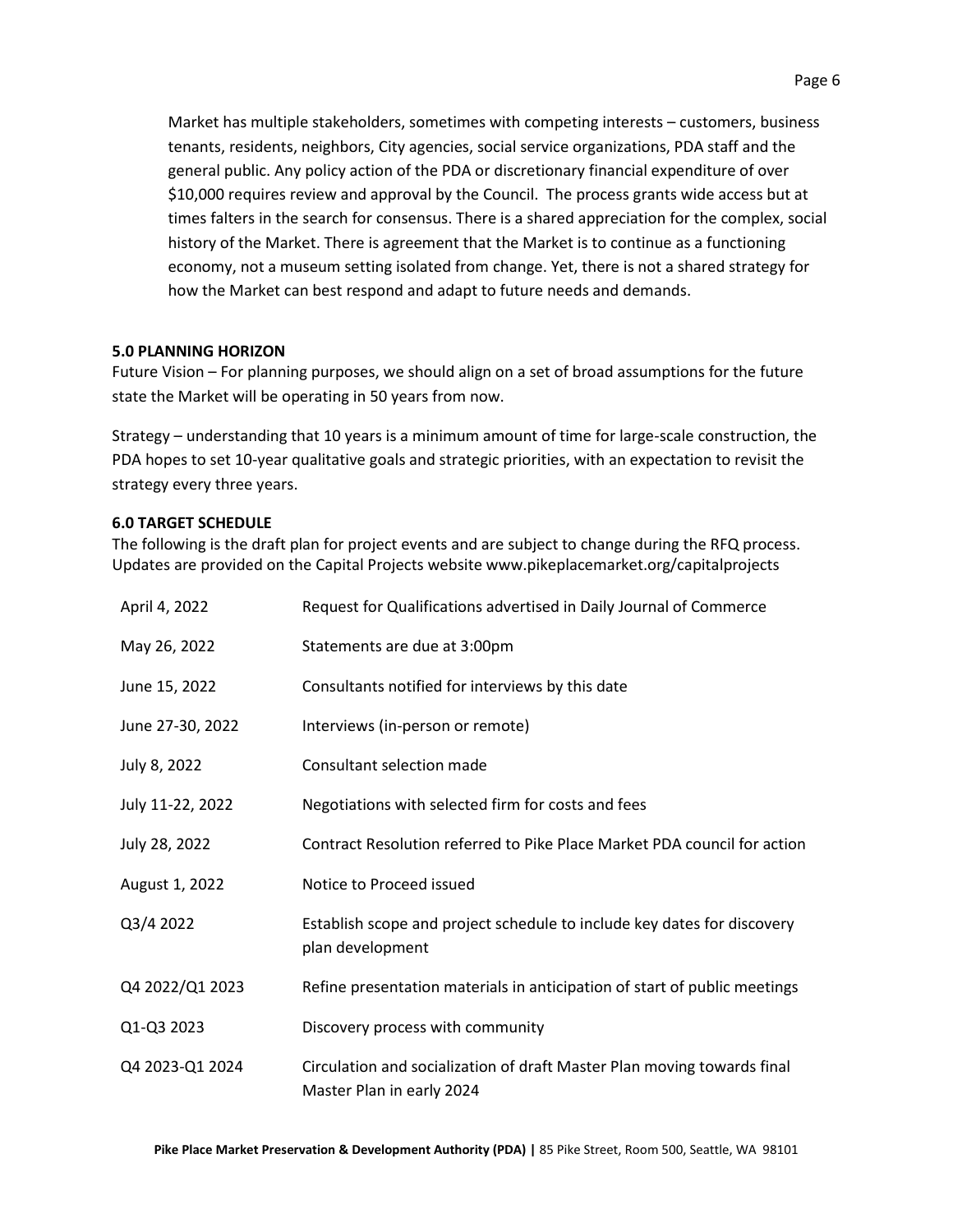Market has multiple stakeholders, sometimes with competing interests – customers, business tenants, residents, neighbors, City agencies, social service organizations, PDA staff and the general public. Any policy action of the PDA or discretionary financial expenditure of over $10,000 requires review and approval by the Council. The process grants wide access but at times falters in the search for consensus. There is a shared appreciation for the complex, social history of the Market. There is agreement that the Market is to continue as a functioning economy, not a museum setting isolated from change. Yet, there is not a shared strategy for how the Market can best respond and adapt to future needs and demands.

**5.0 PLANNING HORIZON**

Future Vision – For planning purposes, we should align on a set of broad assumptions for the future state the Market will be operating in 50 years from now.

Strategy – understanding that 10 years is a minimum amount of time for large-scale construction, the PDA hopes to set 10-year qualitative goals and strategic priorities, with an expectation to revisit the strategy every three years.

**6.0 TARGET SCHEDULE**

The following is the draft plan for project events and are subject to change during the RFQ process. Updates are provided on the Capital Projects website www.pikeplacemarket.org/capitalprojects

| | |
|---|---|
| April 4, 2022 | Request for Qualifications advertised in Daily Journal of Commerce |
| May 26, 2022 | Statements are due at 3:00pm |
| June 15, 2022 | Consultants notified for interviews by this date |
| June 27-30, 2022 | Interviews (in-person or remote) |
| July 8, 2022 | Consultant selection made |
| July 11-22, 2022 | Negotiations with selected firm for costs and fees |
| July 28, 2022 | Contract Resolution referred to Pike Place Market PDA council for action |
| August 1, 2022 | Notice to Proceed issued |
| Q3/4 2022 | Establish scope and project schedule to include key dates for discovery plan development |
| Q4 2022/Q1 2023 | Refine presentation materials in anticipation of start of public meetings |
| Q1-Q3 2023 | Discovery process with community |
| Q4 2023-Q1 2024 | Circulation and socialization of draft Master Plan moving towards final Master Plan in early 2024 |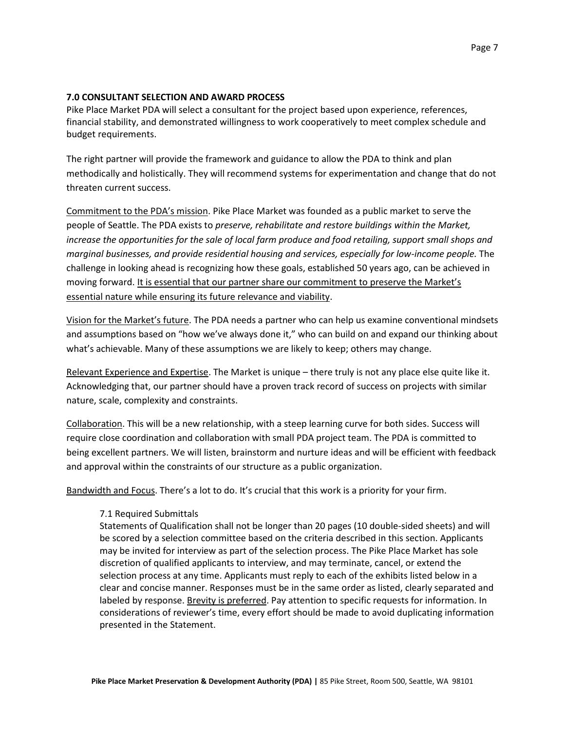## 7.0 CONSULTANT SELECTION AND AWARD PROCESS

Pike Place Market PDA will select a consultant for the project based upon experience, references, financial stability, and demonstrated willingness to work cooperatively to meet complex schedule and budget requirements.

The right partner will provide the framework and guidance to allow the PDA to think and plan methodically and holistically. They will recommend systems for experimentation and change that do not threaten current success.

<u>Commitment to the PDA's mission</u>. Pike Place Market was founded as a public market to serve the people of Seattle. The PDA exists to *preserve, rehabilitate and restore buildings within the Market, increase the opportunities for the sale of local farm produce and food retailing, support small shops and marginal businesses, and provide residential housing and services, especially for low-income people.* The challenge in looking ahead is recognizing how these goals, established 50 years ago, can be achieved in moving forward. <u>It is essential that our partner share our commitment to preserve the Market's essential nature while ensuring its future relevance and viability</u>.

<u>Vision for the Market's future</u>. The PDA needs a partner who can help us examine conventional mindsets and assumptions based on "how we've always done it," who can build on and expand our thinking about what's achievable. Many of these assumptions we are likely to keep; others may change.

<u>Relevant Experience and Expertise</u>. The Market is unique – there truly is not any place else quite like it. Acknowledging that, our partner should have a proven track record of success on projects with similar nature, scale, complexity and constraints.

<u>Collaboration</u>. This will be a new relationship, with a steep learning curve for both sides. Success will require close coordination and collaboration with small PDA project team. The PDA is committed to being excellent partners. We will listen, brainstorm and nurture ideas and will be efficient with feedback and approval within the constraints of our structure as a public organization.

<u>Bandwidth and Focus</u>. There's a lot to do. It's crucial that this work is a priority for your firm.

### 7.1 Required Submittals

Statements of Qualification shall not be longer than 20 pages (10 double-sided sheets) and will be scored by a selection committee based on the criteria described in this section. Applicants may be invited for interview as part of the selection process. The Pike Place Market has sole discretion of qualified applicants to interview, and may terminate, cancel, or extend the selection process at any time. Applicants must reply to each of the exhibits listed below in a clear and concise manner. Responses must be in the same order as listed, clearly separated and labeled by response. <u>Brevity is preferred</u>. Pay attention to specific requests for information. In considerations of reviewer's time, every effort should be made to avoid duplicating information presented in the Statement.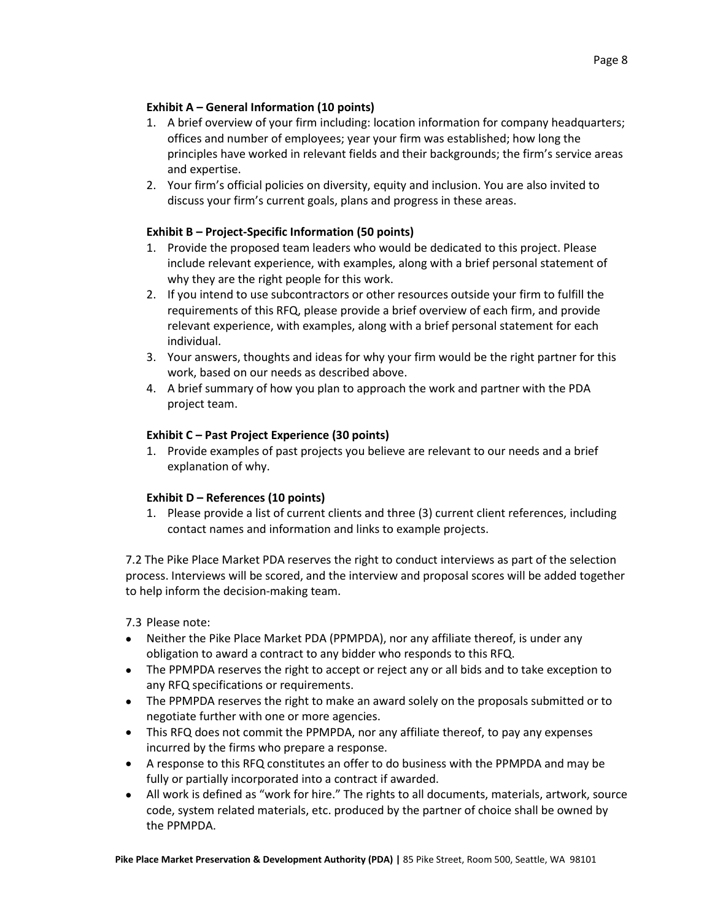**Exhibit A – General Information (10 points)**

1. A brief overview of your firm including: location information for company headquarters; offices and number of employees; year your firm was established; how long the principles have worked in relevant fields and their backgrounds; the firm's service areas and expertise.
2. Your firm's official policies on diversity, equity and inclusion. You are also invited to discuss your firm's current goals, plans and progress in these areas.

**Exhibit B – Project-Specific Information (50 points)**

1. Provide the proposed team leaders who would be dedicated to this project. Please include relevant experience, with examples, along with a brief personal statement of why they are the right people for this work.
2. If you intend to use subcontractors or other resources outside your firm to fulfill the requirements of this RFQ, please provide a brief overview of each firm, and provide relevant experience, with examples, along with a brief personal statement for each individual.
3. Your answers, thoughts and ideas for why your firm would be the right partner for this work, based on our needs as described above.
4. A brief summary of how you plan to approach the work and partner with the PDA project team.

**Exhibit C – Past Project Experience (30 points)**

1. Provide examples of past projects you believe are relevant to our needs and a brief explanation of why.

**Exhibit D – References (10 points)**

1. Please provide a list of current clients and three (3) current client references, including contact names and information and links to example projects.

7.2 The Pike Place Market PDA reserves the right to conduct interviews as part of the selection process. Interviews will be scored, and the interview and proposal scores will be added together to help inform the decision-making team.

7.3 Please note:

- Neither the Pike Place Market PDA (PPMPDA), nor any affiliate thereof, is under any obligation to award a contract to any bidder who responds to this RFQ.
- The PPMPDA reserves the right to accept or reject any or all bids and to take exception to any RFQ specifications or requirements.
- The PPMPDA reserves the right to make an award solely on the proposals submitted or to negotiate further with one or more agencies.
- This RFQ does not commit the PPMPDA, nor any affiliate thereof, to pay any expenses incurred by the firms who prepare a response.
- A response to this RFQ constitutes an offer to do business with the PPMPDA and may be fully or partially incorporated into a contract if awarded.
- All work is defined as "work for hire." The rights to all documents, materials, artwork, source code, system related materials, etc. produced by the partner of choice shall be owned by the PPMPDA.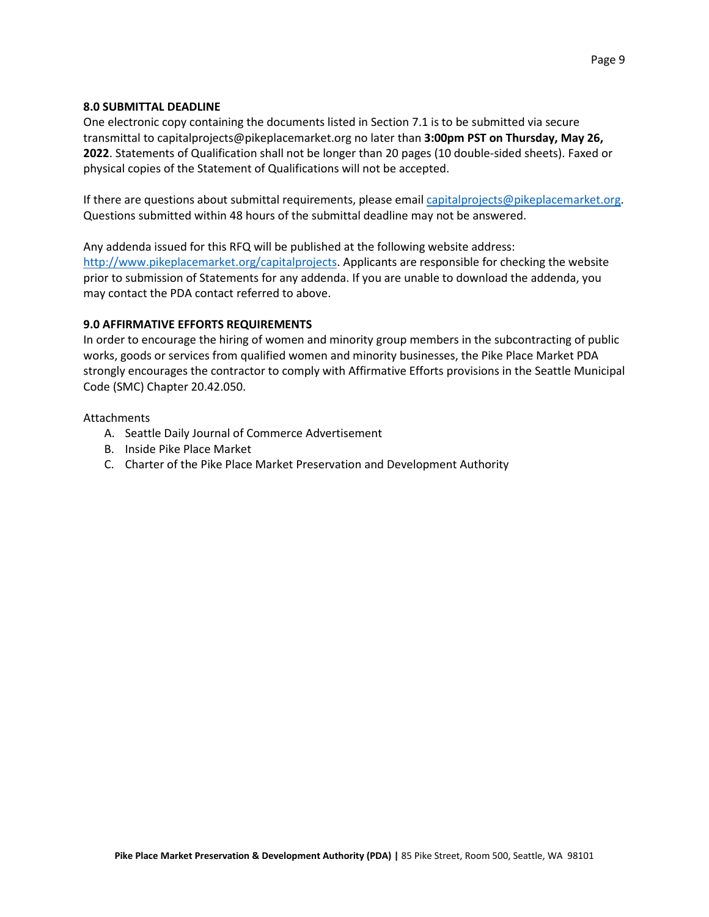**8.0 SUBMITTAL DEADLINE**

One electronic copy containing the documents listed in Section 7.1 is to be submitted via secure transmittal to capitalprojects@pikeplacemarket.org no later than **3:00pm PST on Thursday, May 26, 2022**. Statements of Qualification shall not be longer than 20 pages (10 double-sided sheets). Faxed or physical copies of the Statement of Qualifications will not be accepted.

If there are questions about submittal requirements, please email capitalprojects@pikeplacemarket.org. Questions submitted within 48 hours of the submittal deadline may not be answered.

Any addenda issued for this RFQ will be published at the following website address: http://www.pikeplacemarket.org/capitalprojects. Applicants are responsible for checking the website prior to submission of Statements for any addenda. If you are unable to download the addenda, you may contact the PDA contact referred to above.

**9.0 AFFIRMATIVE EFFORTS REQUIREMENTS**

In order to encourage the hiring of women and minority group members in the subcontracting of public works, goods or services from qualified women and minority businesses, the Pike Place Market PDA strongly encourages the contractor to comply with Affirmative Efforts provisions in the Seattle Municipal Code (SMC) Chapter 20.42.050.

Attachments

A. Seattle Daily Journal of Commerce Advertisement
B. Inside Pike Place Market
C. Charter of the Pike Place Market Preservation and Development Authority

**Pike Place Market Preservation & Development Authority (PDA) |** 85 Pike Street, Room 500, Seattle, WA 98101